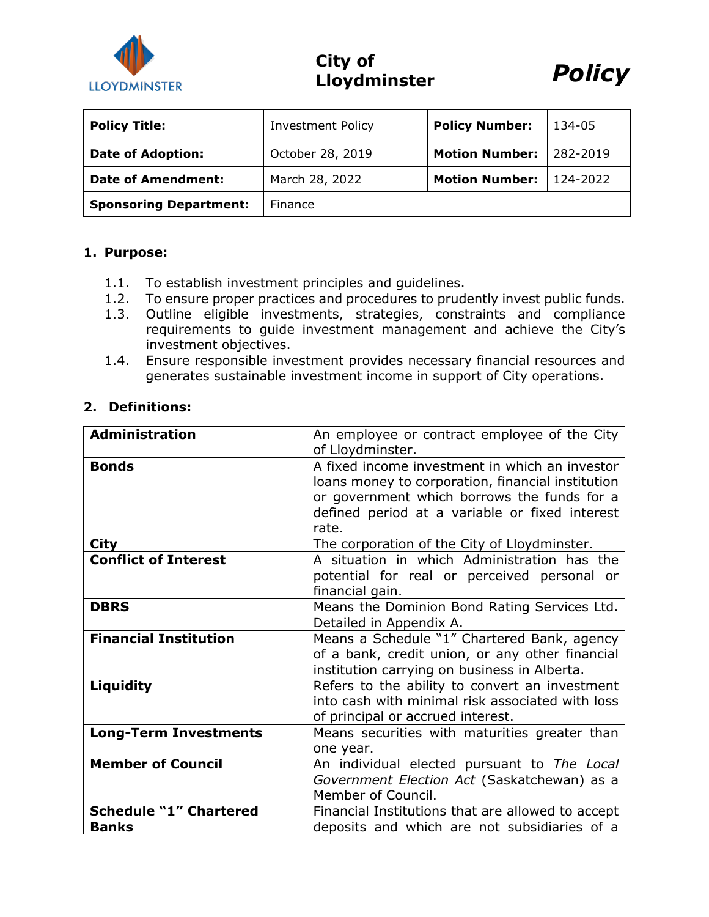City of Lloydminster

*Policy*

| **Policy Title:** | Investment Policy | **Policy Number:** | 134-05 |
|---|---|---|---|
| **Date of Adoption:** | October 28, 2019 | **Motion Number:** | 282-2019 |
| **Date of Amendment:** | March 28, 2022 | **Motion Number:** | 124-2022 |
| **Sponsoring Department:** | Finance | | |

## 1. Purpose:

1.1. To establish investment principles and guidelines.

1.2. To ensure proper practices and procedures to prudently invest public funds.

1.3. Outline eligible investments, strategies, constraints and compliance requirements to guide investment management and achieve the City's investment objectives.

1.4. Ensure responsible investment provides necessary financial resources and generates sustainable investment income in support of City operations.

## 2. Definitions:

| | |
|---|---|
| **Administration** | An employee or contract employee of the City of Lloydminster. |
| **Bonds** | A fixed income investment in which an investor loans money to corporation, financial institution or government which borrows the funds for a defined period at a variable or fixed interest rate. |
| **City** | The corporation of the City of Lloydminster. |
| **Conflict of Interest** | A situation in which Administration has the potential for real or perceived personal or financial gain. |
| **DBRS** | Means the Dominion Bond Rating Services Ltd. Detailed in Appendix A. |
| **Financial Institution** | Means a Schedule "1" Chartered Bank, agency of a bank, credit union, or any other financial institution carrying on business in Alberta. |
| **Liquidity** | Refers to the ability to convert an investment into cash with minimal risk associated with loss of principal or accrued interest. |
| **Long-Term Investments** | Means securities with maturities greater than one year. |
| **Member of Council** | An individual elected pursuant to *The Local Government Election Act* (Saskatchewan) as a Member of Council. |
| **Schedule "1" Chartered Banks** | Financial Institutions that are allowed to accept deposits and which are not subsidiaries of a |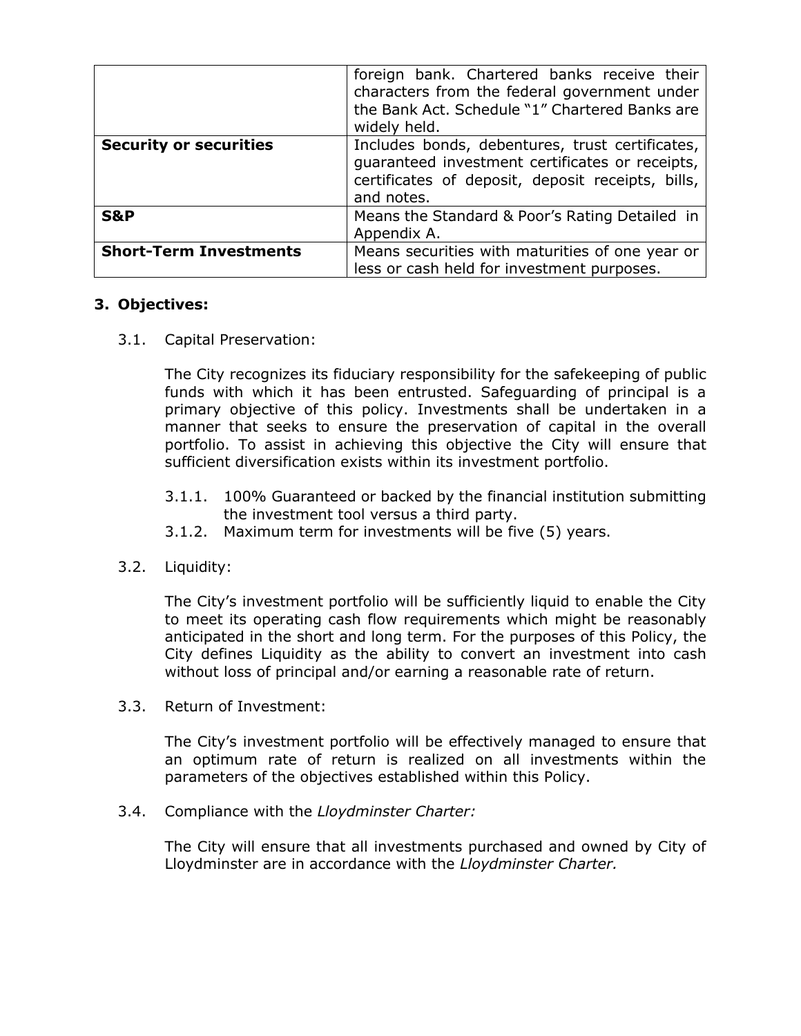| | |
|---|---|
| | foreign bank. Chartered banks receive their characters from the federal government under the Bank Act. Schedule "1" Chartered Banks are widely held. |
| **Security or securities** | Includes bonds, debentures, trust certificates, guaranteed investment certificates or receipts, certificates of deposit, deposit receipts, bills, and notes. |
| **S&P** | Means the Standard & Poor's Rating Detailed in Appendix A. |
| **Short-Term Investments** | Means securities with maturities of one year or less or cash held for investment purposes. |

## 3. Objectives:

3.1. Capital Preservation:

The City recognizes its fiduciary responsibility for the safekeeping of public funds with which it has been entrusted. Safeguarding of principal is a primary objective of this policy. Investments shall be undertaken in a manner that seeks to ensure the preservation of capital in the overall portfolio. To assist in achieving this objective the City will ensure that sufficient diversification exists within its investment portfolio.

3.1.1. 100% Guaranteed or backed by the financial institution submitting the investment tool versus a third party.

3.1.2. Maximum term for investments will be five (5) years.

3.2. Liquidity:

The City's investment portfolio will be sufficiently liquid to enable the City to meet its operating cash flow requirements which might be reasonably anticipated in the short and long term. For the purposes of this Policy, the City defines Liquidity as the ability to convert an investment into cash without loss of principal and/or earning a reasonable rate of return.

3.3. Return of Investment:

The City's investment portfolio will be effectively managed to ensure that an optimum rate of return is realized on all investments within the parameters of the objectives established within this Policy.

3.4. Compliance with the *Lloydminster Charter:*

The City will ensure that all investments purchased and owned by City of Lloydminster are in accordance with the *Lloydminster Charter.*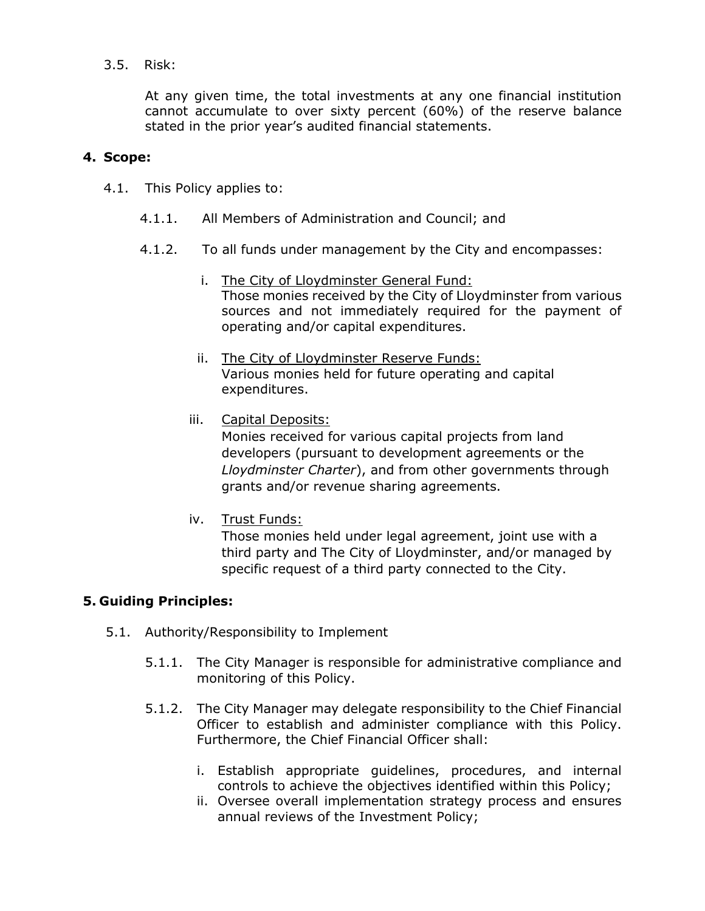3.5. Risk:

At any given time, the total investments at any one financial institution cannot accumulate to over sixty percent (60%) of the reserve balance stated in the prior year's audited financial statements.

## 4. Scope:

4.1. This Policy applies to:

4.1.1. All Members of Administration and Council; and

4.1.2. To all funds under management by the City and encompasses:

i. The City of Lloydminster General Fund:
Those monies received by the City of Lloydminster from various sources and not immediately required for the payment of operating and/or capital expenditures.

ii. The City of Lloydminster Reserve Funds:
Various monies held for future operating and capital expenditures.

iii. Capital Deposits:
Monies received for various capital projects from land developers (pursuant to development agreements or the *Lloydminster Charter*), and from other governments through grants and/or revenue sharing agreements.

iv. Trust Funds:
Those monies held under legal agreement, joint use with a third party and The City of Lloydminster, and/or managed by specific request of a third party connected to the City.

## 5. Guiding Principles:

5.1. Authority/Responsibility to Implement

5.1.1. The City Manager is responsible for administrative compliance and monitoring of this Policy.

5.1.2. The City Manager may delegate responsibility to the Chief Financial Officer to establish and administer compliance with this Policy. Furthermore, the Chief Financial Officer shall:

i. Establish appropriate guidelines, procedures, and internal controls to achieve the objectives identified within this Policy;
ii. Oversee overall implementation strategy process and ensures annual reviews of the Investment Policy;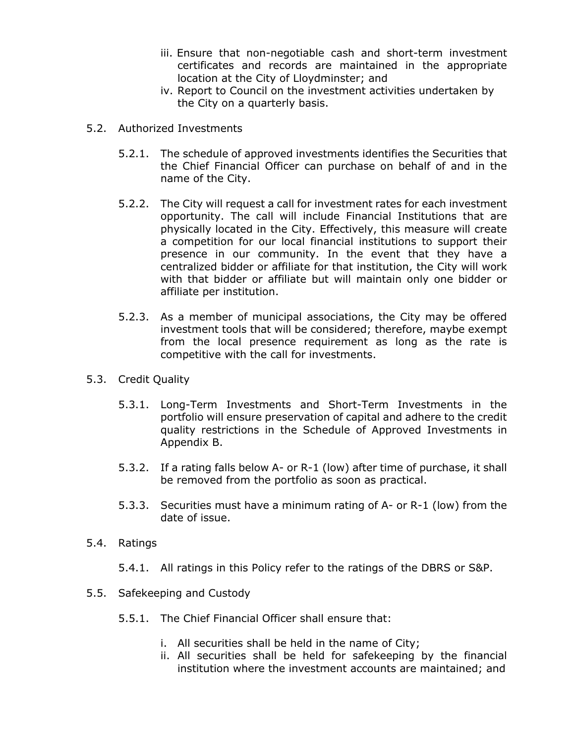iii. Ensure that non-negotiable cash and short-term investment certificates and records are maintained in the appropriate location at the City of Lloydminster; and

iv. Report to Council on the investment activities undertaken by the City on a quarterly basis.

5.2. Authorized Investments

5.2.1. The schedule of approved investments identifies the Securities that the Chief Financial Officer can purchase on behalf of and in the name of the City.

5.2.2. The City will request a call for investment rates for each investment opportunity. The call will include Financial Institutions that are physically located in the City. Effectively, this measure will create a competition for our local financial institutions to support their presence in our community. In the event that they have a centralized bidder or affiliate for that institution, the City will work with that bidder or affiliate but will maintain only one bidder or affiliate per institution.

5.2.3. As a member of municipal associations, the City may be offered investment tools that will be considered; therefore, maybe exempt from the local presence requirement as long as the rate is competitive with the call for investments.

5.3. Credit Quality

5.3.1. Long-Term Investments and Short-Term Investments in the portfolio will ensure preservation of capital and adhere to the credit quality restrictions in the Schedule of Approved Investments in Appendix B.

5.3.2. If a rating falls below A- or R-1 (low) after time of purchase, it shall be removed from the portfolio as soon as practical.

5.3.3. Securities must have a minimum rating of A- or R-1 (low) from the date of issue.

5.4. Ratings

5.4.1. All ratings in this Policy refer to the ratings of the DBRS or S&P.

5.5. Safekeeping and Custody

5.5.1. The Chief Financial Officer shall ensure that:

i. All securities shall be held in the name of City;

ii. All securities shall be held for safekeeping by the financial institution where the investment accounts are maintained; and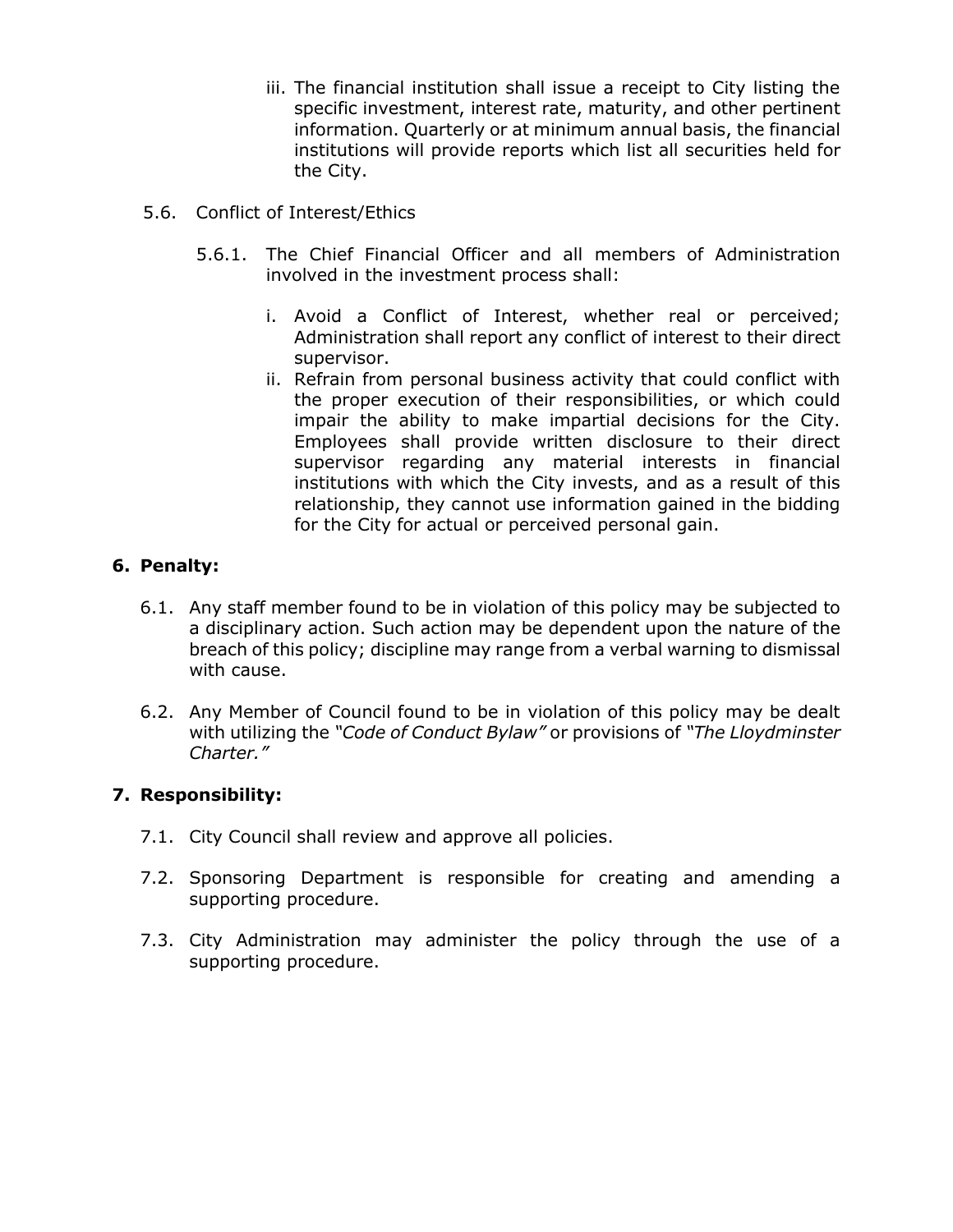iii. The financial institution shall issue a receipt to City listing the specific investment, interest rate, maturity, and other pertinent information. Quarterly or at minimum annual basis, the financial institutions will provide reports which list all securities held for the City.

5.6. Conflict of Interest/Ethics

5.6.1. The Chief Financial Officer and all members of Administration involved in the investment process shall:

i. Avoid a Conflict of Interest, whether real or perceived; Administration shall report any conflict of interest to their direct supervisor.

ii. Refrain from personal business activity that could conflict with the proper execution of their responsibilities, or which could impair the ability to make impartial decisions for the City. Employees shall provide written disclosure to their direct supervisor regarding any material interests in financial institutions with which the City invests, and as a result of this relationship, they cannot use information gained in the bidding for the City for actual or perceived personal gain.

## 6. Penalty:

6.1. Any staff member found to be in violation of this policy may be subjected to a disciplinary action. Such action may be dependent upon the nature of the breach of this policy; discipline may range from a verbal warning to dismissal with cause.

6.2. Any Member of Council found to be in violation of this policy may be dealt with utilizing the *"Code of Conduct Bylaw"* or provisions of *"The Lloydminster Charter."*

## 7. Responsibility:

7.1. City Council shall review and approve all policies.

7.2. Sponsoring Department is responsible for creating and amending a supporting procedure.

7.3. City Administration may administer the policy through the use of a supporting procedure.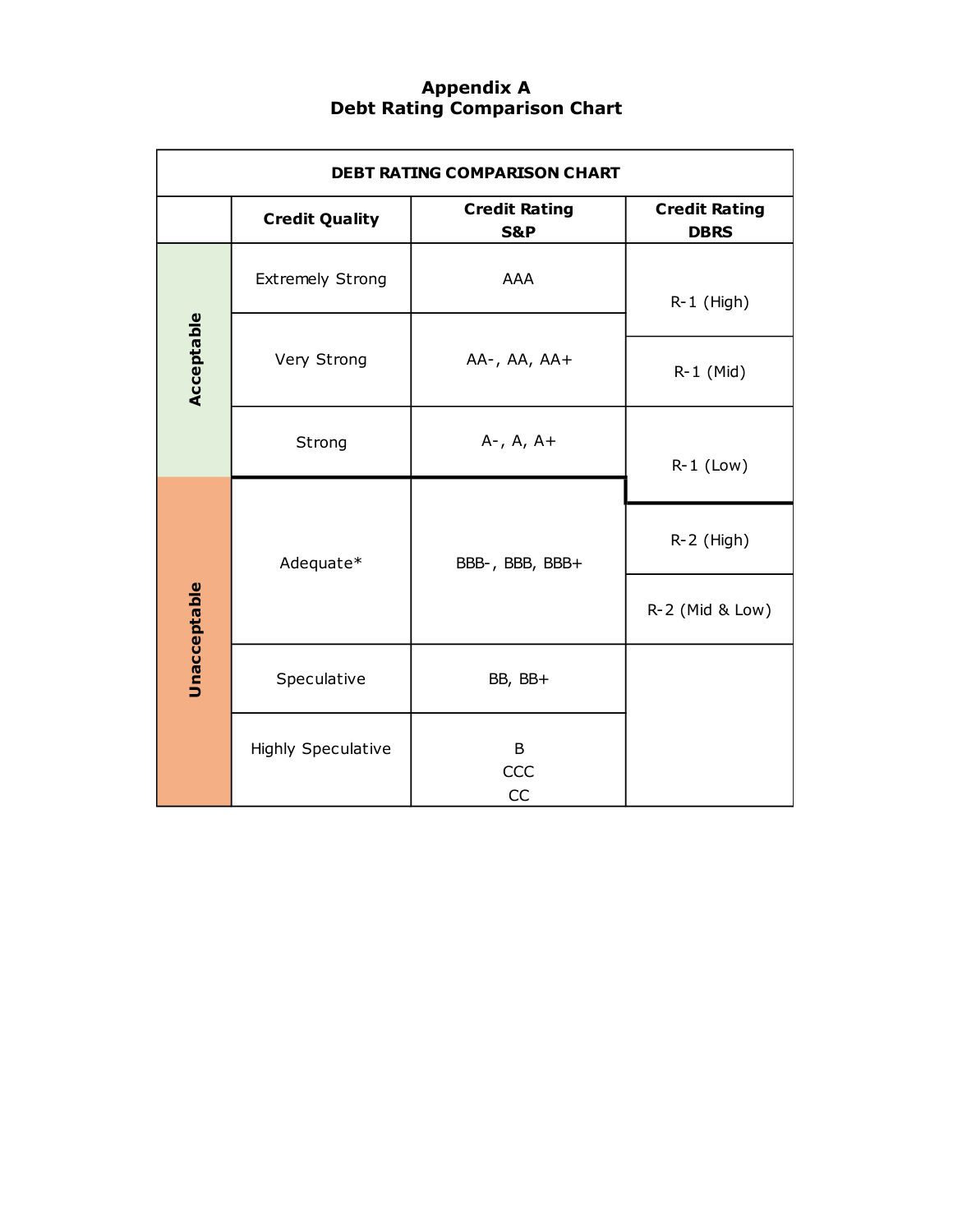# Appendix A
## Debt Rating Comparison Chart

| DEBT RATING COMPARISON CHART | | | |
|---|---|---|---|
| | **Credit Quality** | **Credit Rating S&P** | **Credit Rating DBRS** |
| Acceptable | Extremely Strong | AAA | R-1 (High) |
| | Very Strong | AA-, AA, AA+ | R-1 (Mid) |
| | Strong | A-, A, A+ | R-1 (Low) |
| Unacceptable | Adequate* | BBB-, BBB, BBB+ | R-2 (High) |
| | | | R-2 (Mid & Low) |
| | Speculative | BB, BB+ | |
| | Highly Speculative | B<br>CCC<br>CC | |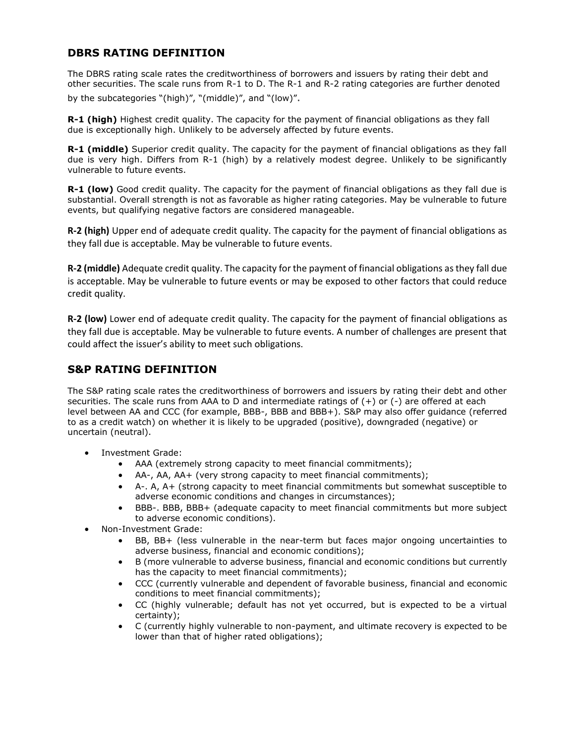## DBRS RATING DEFINITION

The DBRS rating scale rates the creditworthiness of borrowers and issuers by rating their debt and other securities. The scale runs from R-1 to D. The R-1 and R-2 rating categories are further denoted by the subcategories "(high)", "(middle)", and "(low)".

**R-1 (high)** Highest credit quality. The capacity for the payment of financial obligations as they fall due is exceptionally high. Unlikely to be adversely affected by future events.

**R-1 (middle)** Superior credit quality. The capacity for the payment of financial obligations as they fall due is very high. Differs from R-1 (high) by a relatively modest degree. Unlikely to be significantly vulnerable to future events.

**R-1 (low)** Good credit quality. The capacity for the payment of financial obligations as they fall due is substantial. Overall strength is not as favorable as higher rating categories. May be vulnerable to future events, but qualifying negative factors are considered manageable.

**R-2 (high)** Upper end of adequate credit quality. The capacity for the payment of financial obligations as they fall due is acceptable. May be vulnerable to future events.

**R-2 (middle)** Adequate credit quality. The capacity for the payment of financial obligations as they fall due is acceptable. May be vulnerable to future events or may be exposed to other factors that could reduce credit quality.

**R-2 (low)** Lower end of adequate credit quality. The capacity for the payment of financial obligations as they fall due is acceptable. May be vulnerable to future events. A number of challenges are present that could affect the issuer's ability to meet such obligations.

## S&P RATING DEFINITION

The S&P rating scale rates the creditworthiness of borrowers and issuers by rating their debt and other securities. The scale runs from AAA to D and intermediate ratings of (+) or (-) are offered at each level between AA and CCC (for example, BBB-, BBB and BBB+). S&P may also offer guidance (referred to as a credit watch) on whether it is likely to be upgraded (positive), downgraded (negative) or uncertain (neutral).

- Investment Grade:
  - AAA (extremely strong capacity to meet financial commitments);
  - AA-, AA, AA+ (very strong capacity to meet financial commitments);
  - A-. A, A+ (strong capacity to meet financial commitments but somewhat susceptible to adverse economic conditions and changes in circumstances);
  - BBB-. BBB, BBB+ (adequate capacity to meet financial commitments but more subject to adverse economic conditions).
- Non-Investment Grade:
  - BB, BB+ (less vulnerable in the near-term but faces major ongoing uncertainties to adverse business, financial and economic conditions);
  - B (more vulnerable to adverse business, financial and economic conditions but currently has the capacity to meet financial commitments);
  - CCC (currently vulnerable and dependent of favorable business, financial and economic conditions to meet financial commitments);
  - CC (highly vulnerable; default has not yet occurred, but is expected to be a virtual certainty);
  - C (currently highly vulnerable to non-payment, and ultimate recovery is expected to be lower than that of higher rated obligations);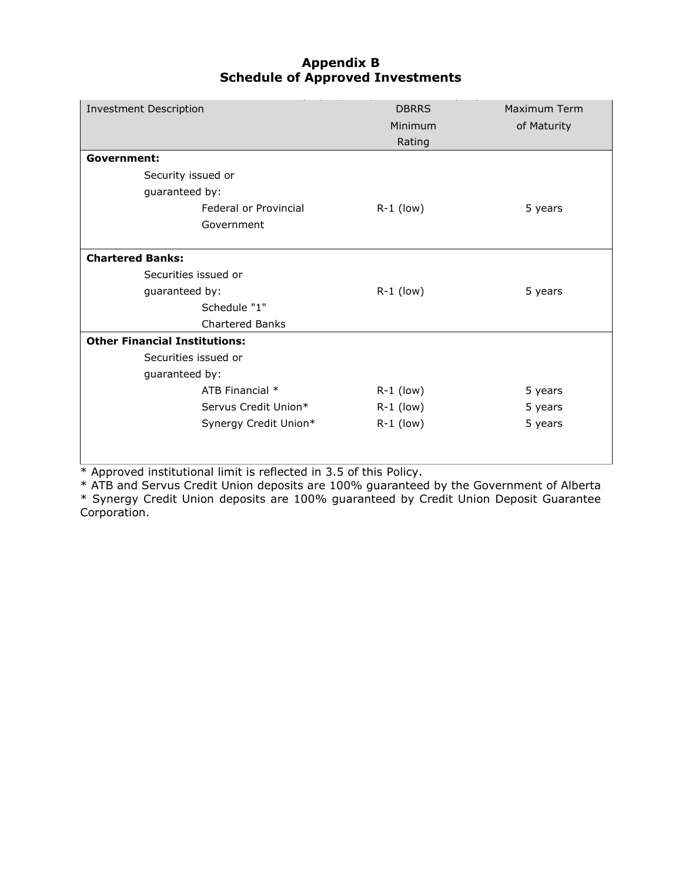# Appendix B
## Schedule of Approved Investments

| Investment Description | DBRRS Minimum Rating | Maximum Term of Maturity |
|---|---|---|
| **Government:** | | |
| Security issued or guaranteed by: Federal or Provincial Government | R-1 (low) | 5 years |
| **Chartered Banks:** | | |
| Securities issued or guaranteed by: Schedule "1" Chartered Banks | R-1 (low) | 5 years |
| **Other Financial Institutions:** | | |
| Securities issued or guaranteed by: | | |
| ATB Financial * | R-1 (low) | 5 years |
| Servus Credit Union* | R-1 (low) | 5 years |
| Synergy Credit Union* | R-1 (low) | 5 years |

* Approved institutional limit is reflected in 3.5 of this Policy.
* ATB and Servus Credit Union deposits are 100% guaranteed by the Government of Alberta
* Synergy Credit Union deposits are 100% guaranteed by Credit Union Deposit Guarantee Corporation.